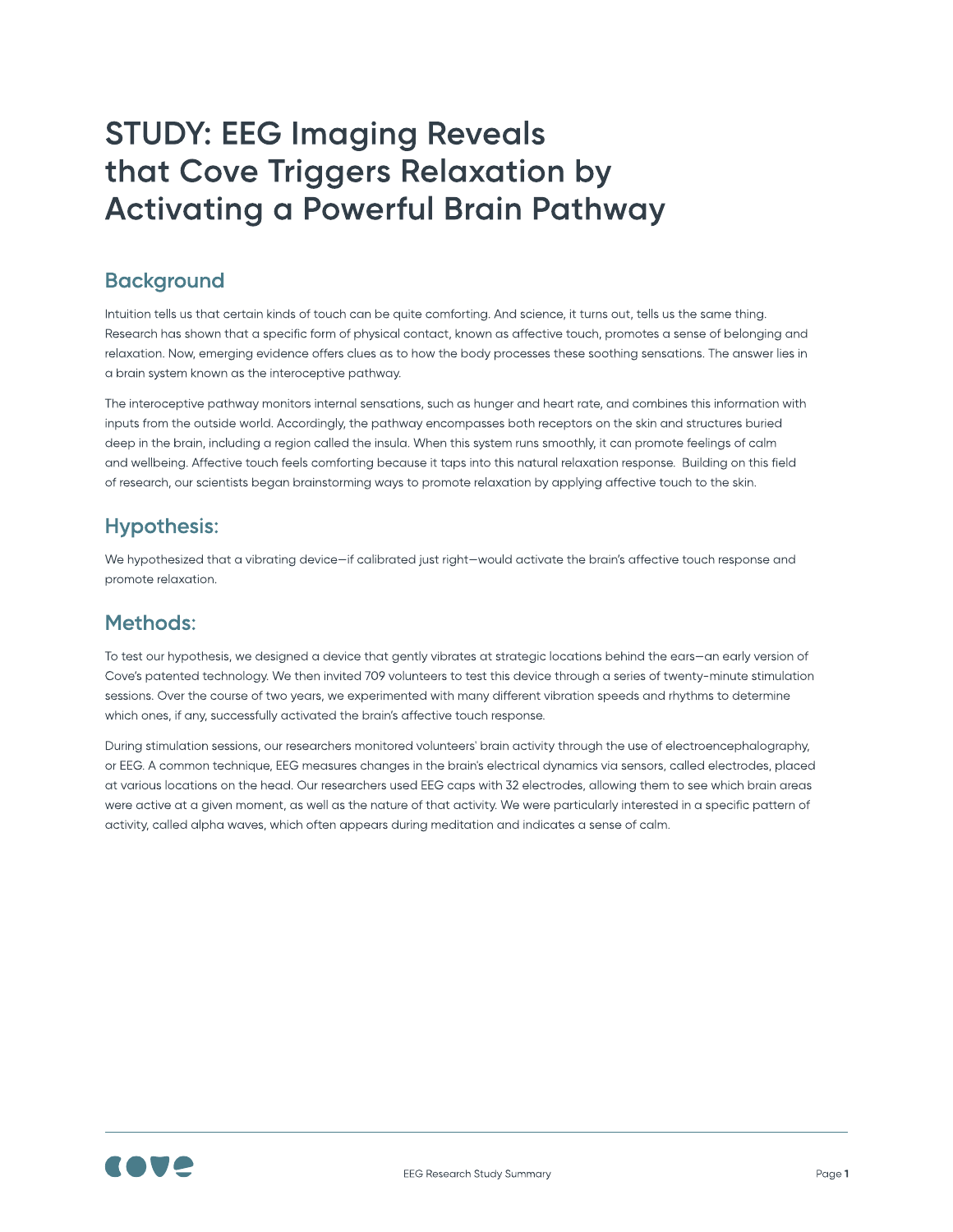# STUDY: EEG Imaging Reveals that Cove Triggers Relaxation by Activating a Powerful Brain Pathway

## Background

Intuition tells us that certain kinds of touch can be quite comforting. And science, it turns out, tells us the same thing. Research has shown that a specific form of physical contact, known as affective touch, promotes a sense of belonging and relaxation. Now, emerging evidence offers clues as to how the body processes these soothing sensations. The answer lies in a brain system known as the interoceptive pathway.

The interoceptive pathway monitors internal sensations, such as hunger and heart rate, and combines this information with inputs from the outside world. Accordingly, the pathway encompasses both receptors on the skin and structures buried deep in the brain, including a region called the insula. When this system runs smoothly, it can promote feelings of calm and wellbeing. Affective touch feels comforting because it taps into this natural relaxation response. Building on this field of research, our scientists began brainstorming ways to promote relaxation by applying affective touch to the skin.

## Hypothesis:

We hypothesized that a vibrating device—if calibrated just right—would activate the brain's affective touch response and promote relaxation.

## Methods:

To test our hypothesis, we designed a device that gently vibrates at strategic locations behind the ears—an early version of Cove's patented technology. We then invited 709 volunteers to test this device through a series of twenty-minute stimulation sessions. Over the course of two years, we experimented with many different vibration speeds and rhythms to determine which ones, if any, successfully activated the brain's affective touch response.

During stimulation sessions, our researchers monitored volunteers' brain activity through the use of electroencephalography, or EEG. A common technique, EEG measures changes in the brain's electrical dynamics via sensors, called electrodes, placed at various locations on the head. Our researchers used EEG caps with 32 electrodes, allowing them to see which brain areas were active at a given moment, as well as the nature of that activity. We were particularly interested in a specific pattern of activity, called alpha waves, which often appears during meditation and indicates a sense of calm.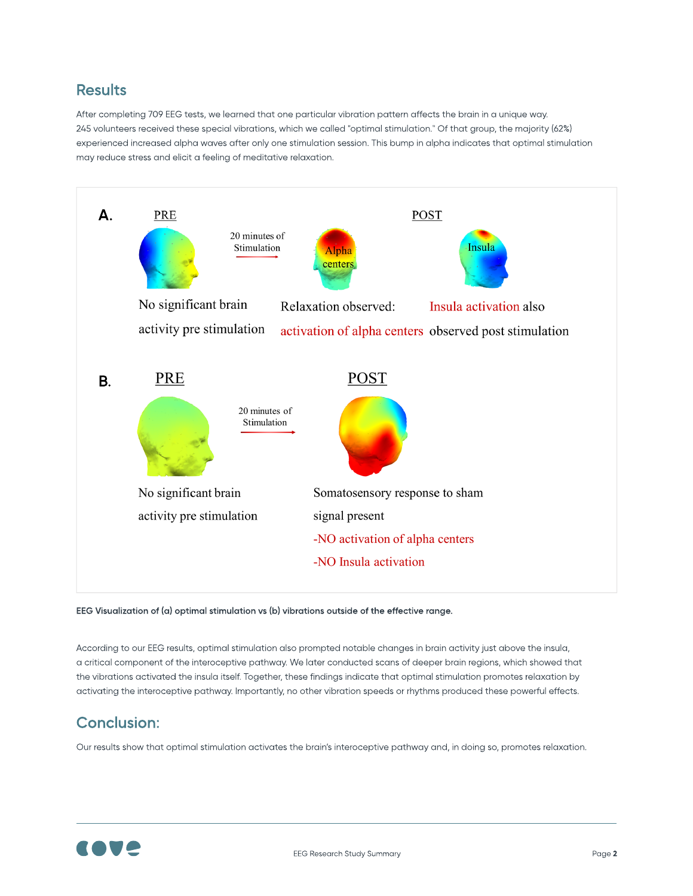## Results

After completing 709 EEG tests, we learned that one particular vibration pattern affects the brain in a unique way. 245 volunteers received these special vibrations, which we called "optimal stimulation." Of that group, the majority (62%) experienced increased alpha waves after only one stimulation session. This bump in alpha indicates that optimal stimulation may reduce stress and elicit a feeling of meditative relaxation.

A.

PRE

20 minutes of Stimulation

POST

Alpha centers

Insula

No significant brain activity pre stimulation

Relaxation observed: activation of alpha centers

Insula activation also observed post stimulation

B.

PRE

20 minutes of Stimulation

POST

No significant brain activity pre stimulation

Somatosensory response to sham signal present

-NO activation of alpha centers

-NO Insula activation

**EEG Visualization of (a) optimal stimulation vs (b) vibrations outside of the effective range.**

According to our EEG results, optimal stimulation also prompted notable changes in brain activity just above the insula, a critical component of the interoceptive pathway. We later conducted scans of deeper brain regions, which showed that the vibrations activated the insula itself. Together, these findings indicate that optimal stimulation promotes relaxation by activating the interoceptive pathway. Importantly, no other vibration speeds or rhythms produced these powerful effects.

## Conclusion:

Our results show that optimal stimulation activates the brain's interoceptive pathway and, in doing so, promotes relaxation.